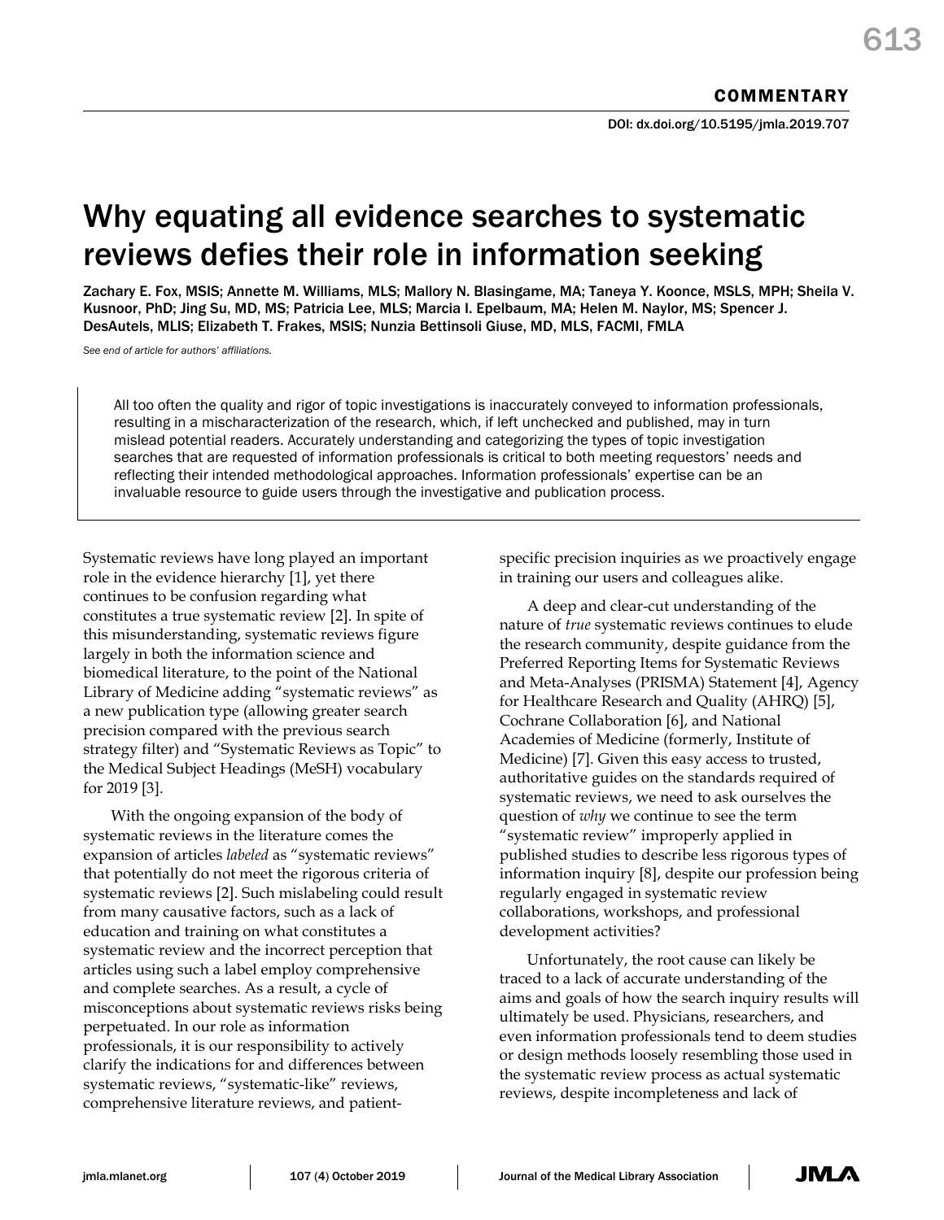COMMENTARY

DOI: dx.doi.org/10.5195/jmla.2019.707

# Why equating all evidence searches to systematic reviews defies their role in information seeking

Zachary E. Fox, MSIS; Annette M. Williams, MLS; Mallory N. Blasingame, MA; Taneya Y. Koonce, MSLS, MPH; Sheila V. Kusnoor, PhD; Jing Su, MD, MS; Patricia Lee, MLS; Marcia I. Epelbaum, MA; Helen M. Naylor, MS; Spencer J. DesAutels, MLIS; Elizabeth T. Frakes, MSIS; Nunzia Bettinsoli Giuse, MD, MLS, FACMI, FMLA

*See end of article for authors' affiliations.*

> All too often the quality and rigor of topic investigations is inaccurately conveyed to information professionals, resulting in a mischaracterization of the research, which, if left unchecked and published, may in turn mislead potential readers. Accurately understanding and categorizing the types of topic investigation searches that are requested of information professionals is critical to both meeting requestors' needs and reflecting their intended methodological approaches. Information professionals' expertise can be an invaluable resource to guide users through the investigative and publication process.

Systematic reviews have long played an important role in the evidence hierarchy [1], yet there continues to be confusion regarding what constitutes a true systematic review [2]. In spite of this misunderstanding, systematic reviews figure largely in both the information science and biomedical literature, to the point of the National Library of Medicine adding "systematic reviews" as a new publication type (allowing greater search precision compared with the previous search strategy filter) and "Systematic Reviews as Topic" to the Medical Subject Headings (MeSH) vocabulary for 2019 [3].

With the ongoing expansion of the body of systematic reviews in the literature comes the expansion of articles *labeled* as "systematic reviews" that potentially do not meet the rigorous criteria of systematic reviews [2]. Such mislabeling could result from many causative factors, such as a lack of education and training on what constitutes a systematic review and the incorrect perception that articles using such a label employ comprehensive and complete searches. As a result, a cycle of misconceptions about systematic reviews risks being perpetuated. In our role as information professionals, it is our responsibility to actively clarify the indications for and differences between systematic reviews, "systematic-like" reviews, comprehensive literature reviews, and patient-specific precision inquiries as we proactively engage in training our users and colleagues alike.

A deep and clear-cut understanding of the nature of *true* systematic reviews continues to elude the research community, despite guidance from the Preferred Reporting Items for Systematic Reviews and Meta-Analyses (PRISMA) Statement [4], Agency for Healthcare Research and Quality (AHRQ) [5], Cochrane Collaboration [6], and National Academies of Medicine (formerly, Institute of Medicine) [7]. Given this easy access to trusted, authoritative guides on the standards required of systematic reviews, we need to ask ourselves the question of *why* we continue to see the term "systematic review" improperly applied in published studies to describe less rigorous types of information inquiry [8], despite our profession being regularly engaged in systematic review collaborations, workshops, and professional development activities?

Unfortunately, the root cause can likely be traced to a lack of accurate understanding of the aims and goals of how the search inquiry results will ultimately be used. Physicians, researchers, and even information professionals tend to deem studies or design methods loosely resembling those used in the systematic review process as actual systematic reviews, despite incompleteness and lack of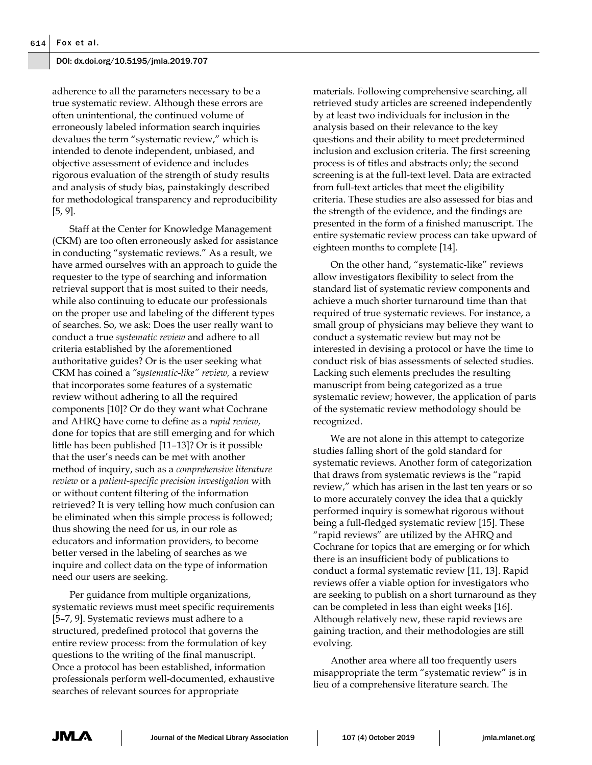adherence to all the parameters necessary to be a true systematic review. Although these errors are often unintentional, the continued volume of erroneously labeled information search inquiries devalues the term "systematic review," which is intended to denote independent, unbiased, and objective assessment of evidence and includes rigorous evaluation of the strength of study results and analysis of study bias, painstakingly described for methodological transparency and reproducibility [5, 9].

Staff at the Center for Knowledge Management (CKM) are too often erroneously asked for assistance in conducting "systematic reviews." As a result, we have armed ourselves with an approach to guide the requester to the type of searching and information retrieval support that is most suited to their needs, while also continuing to educate our professionals on the proper use and labeling of the different types of searches. So, we ask: Does the user really want to conduct a true *systematic review* and adhere to all criteria established by the aforementioned authoritative guides? Or is the user seeking what CKM has coined a "*systematic-like" review,* a review that incorporates some features of a systematic review without adhering to all the required components [10]? Or do they want what Cochrane and AHRQ have come to define as a *rapid review,* done for topics that are still emerging and for which little has been published [11–13]? Or is it possible that the user's needs can be met with another method of inquiry, such as a *comprehensive literature review* or a *patient-specific precision investigation* with or without content filtering of the information retrieved? It is very telling how much confusion can be eliminated when this simple process is followed; thus showing the need for us, in our role as educators and information providers, to become better versed in the labeling of searches as we inquire and collect data on the type of information need our users are seeking.

Per guidance from multiple organizations, systematic reviews must meet specific requirements [5–7, 9]. Systematic reviews must adhere to a structured, predefined protocol that governs the entire review process: from the formulation of key questions to the writing of the final manuscript. Once a protocol has been established, information professionals perform well-documented, exhaustive searches of relevant sources for appropriate materials. Following comprehensive searching, all retrieved study articles are screened independently by at least two individuals for inclusion in the analysis based on their relevance to the key questions and their ability to meet predetermined inclusion and exclusion criteria. The first screening process is of titles and abstracts only; the second screening is at the full-text level. Data are extracted from full-text articles that meet the eligibility criteria. These studies are also assessed for bias and the strength of the evidence, and the findings are presented in the form of a finished manuscript. The entire systematic review process can take upward of eighteen months to complete [14].

On the other hand, "systematic-like" reviews allow investigators flexibility to select from the standard list of systematic review components and achieve a much shorter turnaround time than that required of true systematic reviews. For instance, a small group of physicians may believe they want to conduct a systematic review but may not be interested in devising a protocol or have the time to conduct risk of bias assessments of selected studies. Lacking such elements precludes the resulting manuscript from being categorized as a true systematic review; however, the application of parts of the systematic review methodology should be recognized.

We are not alone in this attempt to categorize studies falling short of the gold standard for systematic reviews. Another form of categorization that draws from systematic reviews is the "rapid review," which has arisen in the last ten years or so to more accurately convey the idea that a quickly performed inquiry is somewhat rigorous without being a full-fledged systematic review [15]. These "rapid reviews" are utilized by the AHRQ and Cochrane for topics that are emerging or for which there is an insufficient body of publications to conduct a formal systematic review [11, 13]. Rapid reviews offer a viable option for investigators who are seeking to publish on a short turnaround as they can be completed in less than eight weeks [16]. Although relatively new, these rapid reviews are gaining traction, and their methodologies are still evolving.

Another area where all too frequently users misappropriate the term "systematic review" is in lieu of a comprehensive literature search. The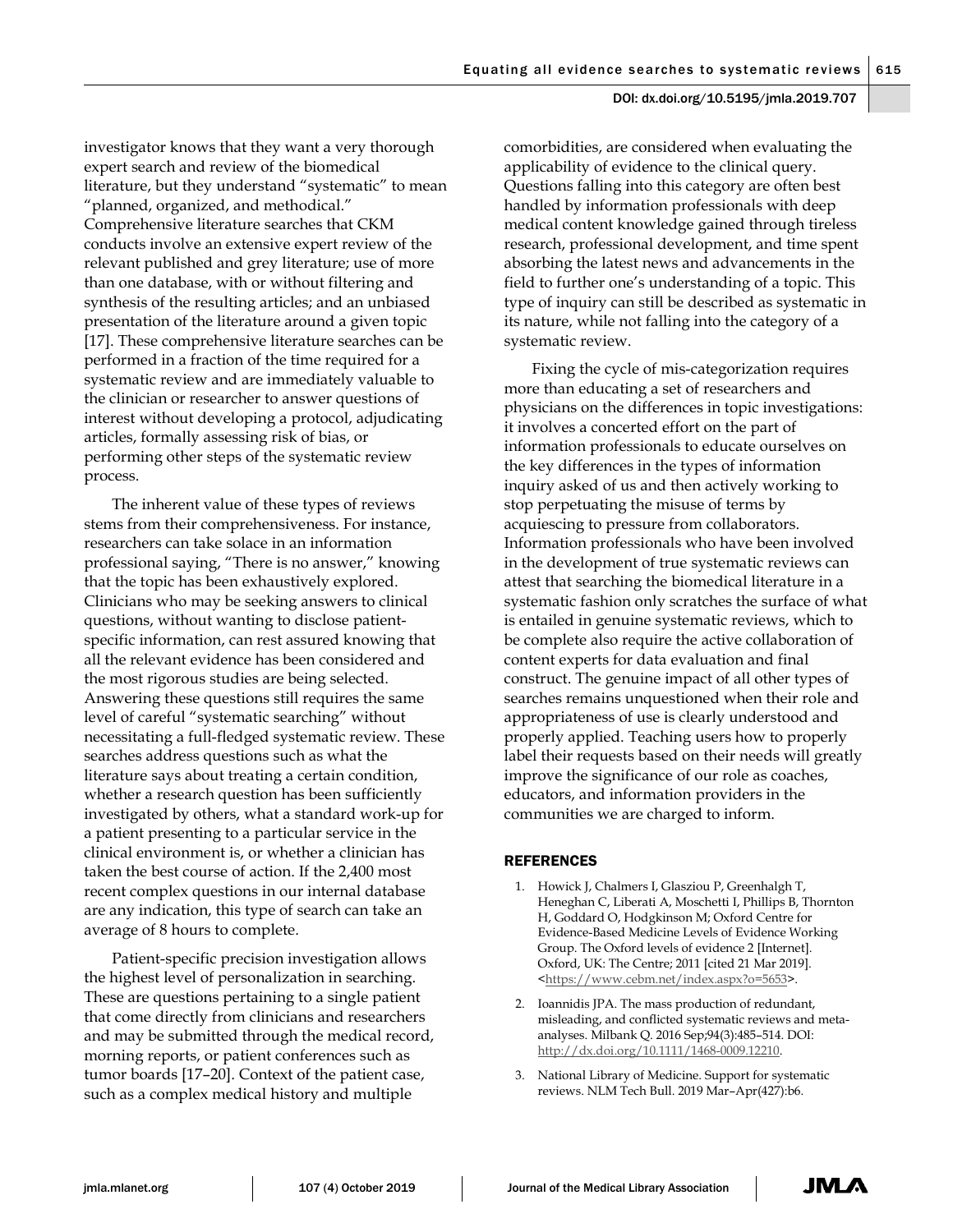investigator knows that they want a very thorough expert search and review of the biomedical literature, but they understand "systematic" to mean "planned, organized, and methodical." Comprehensive literature searches that CKM conducts involve an extensive expert review of the relevant published and grey literature; use of more than one database, with or without filtering and synthesis of the resulting articles; and an unbiased presentation of the literature around a given topic [17]. These comprehensive literature searches can be performed in a fraction of the time required for a systematic review and are immediately valuable to the clinician or researcher to answer questions of interest without developing a protocol, adjudicating articles, formally assessing risk of bias, or performing other steps of the systematic review process.

The inherent value of these types of reviews stems from their comprehensiveness. For instance, researchers can take solace in an information professional saying, "There is no answer," knowing that the topic has been exhaustively explored. Clinicians who may be seeking answers to clinical questions, without wanting to disclose patient-specific information, can rest assured knowing that all the relevant evidence has been considered and the most rigorous studies are being selected. Answering these questions still requires the same level of careful "systematic searching" without necessitating a full-fledged systematic review. These searches address questions such as what the literature says about treating a certain condition, whether a research question has been sufficiently investigated by others, what a standard work-up for a patient presenting to a particular service in the clinical environment is, or whether a clinician has taken the best course of action. If the 2,400 most recent complex questions in our internal database are any indication, this type of search can take an average of 8 hours to complete.

Patient-specific precision investigation allows the highest level of personalization in searching. These are questions pertaining to a single patient that come directly from clinicians and researchers and may be submitted through the medical record, morning reports, or patient conferences such as tumor boards [17–20]. Context of the patient case, such as a complex medical history and multiple comorbidities, are considered when evaluating the applicability of evidence to the clinical query. Questions falling into this category are often best handled by information professionals with deep medical content knowledge gained through tireless research, professional development, and time spent absorbing the latest news and advancements in the field to further one's understanding of a topic. This type of inquiry can still be described as systematic in its nature, while not falling into the category of a systematic review.

Fixing the cycle of mis-categorization requires more than educating a set of researchers and physicians on the differences in topic investigations: it involves a concerted effort on the part of information professionals to educate ourselves on the key differences in the types of information inquiry asked of us and then actively working to stop perpetuating the misuse of terms by acquiescing to pressure from collaborators. Information professionals who have been involved in the development of true systematic reviews can attest that searching the biomedical literature in a systematic fashion only scratches the surface of what is entailed in genuine systematic reviews, which to be complete also require the active collaboration of content experts for data evaluation and final construct. The genuine impact of all other types of searches remains unquestioned when their role and appropriateness of use is clearly understood and properly applied. Teaching users how to properly label their requests based on their needs will greatly improve the significance of our role as coaches, educators, and information providers in the communities we are charged to inform.

## REFERENCES

1. Howick J, Chalmers I, Glasziou P, Greenhalgh T, Heneghan C, Liberati A, Moschetti I, Phillips B, Thornton H, Goddard O, Hodgkinson M; Oxford Centre for Evidence-Based Medicine Levels of Evidence Working Group. The Oxford levels of evidence 2 [Internet]. Oxford, UK: The Centre; 2011 [cited 21 Mar 2019]. <https://www.cebm.net/index.aspx?o=5653>.
2. Ioannidis JPA. The mass production of redundant, misleading, and conflicted systematic reviews and meta-analyses. Milbank Q. 2016 Sep;94(3):485–514. DOI: http://dx.doi.org/10.1111/1468-0009.12210.
3. National Library of Medicine. Support for systematic reviews. NLM Tech Bull. 2019 Mar–Apr(427):b6.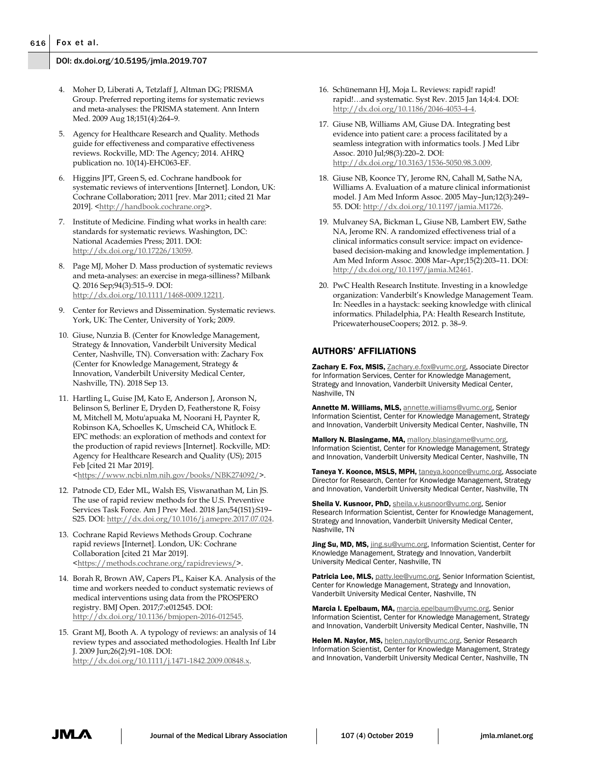4. Moher D, Liberati A, Tetzlaff J, Altman DG; PRISMA Group. Preferred reporting items for systematic reviews and meta-analyses: the PRISMA statement. Ann Intern Med. 2009 Aug 18;151(4):264–9.

5. Agency for Healthcare Research and Quality. Methods guide for effectiveness and comparative effectiveness reviews. Rockville, MD: The Agency; 2014. AHRQ publication no. 10(14)-EHC063-EF.

6. Higgins JPT, Green S, ed. Cochrane handbook for systematic reviews of interventions [Internet]. London, UK: Cochrane Collaboration; 2011 [rev. Mar 2011; cited 21 Mar 2019]. <http://handbook.cochrane.org>.

7. Institute of Medicine. Finding what works in health care: standards for systematic reviews. Washington, DC: National Academies Press; 2011. DOI: http://dx.doi.org/10.17226/13059.

8. Page MJ, Moher D. Mass production of systematic reviews and meta-analyses: an exercise in mega-silliness? Milbank Q. 2016 Sep;94(3):515–9. DOI: http://dx.doi.org/10.1111/1468-0009.12211.

9. Center for Reviews and Dissemination. Systematic reviews. York, UK: The Center, University of York; 2009.

10. Giuse, Nunzia B. (Center for Knowledge Management, Strategy & Innovation, Vanderbilt University Medical Center, Nashville, TN). Conversation with: Zachary Fox (Center for Knowledge Management, Strategy & Innovation, Vanderbilt University Medical Center, Nashville, TN). 2018 Sep 13.

11. Hartling L, Guise JM, Kato E, Anderson J, Aronson N, Belinson S, Berliner E, Dryden D, Featherstone R, Foisy M, Mitchell M, Motu'apuaka M, Noorani H, Paynter R, Robinson KA, Schoelles K, Umscheid CA, Whitlock E. EPC methods: an exploration of methods and context for the production of rapid reviews [Internet]. Rockville, MD: Agency for Healthcare Research and Quality (US); 2015 Feb [cited 21 Mar 2019]. <https://www.ncbi.nlm.nih.gov/books/NBK274092/>.

12. Patnode CD, Eder ML, Walsh ES, Viswanathan M, Lin JS. The use of rapid review methods for the U.S. Preventive Services Task Force. Am J Prev Med. 2018 Jan;54(1S1):S19–S25. DOI: http://dx.doi.org/10.1016/j.amepre.2017.07.024.

13. Cochrane Rapid Reviews Methods Group. Cochrane rapid reviews [Internet]. London, UK: Cochrane Collaboration [cited 21 Mar 2019]. <https://methods.cochrane.org/rapidreviews/>.

14. Borah R, Brown AW, Capers PL, Kaiser KA. Analysis of the time and workers needed to conduct systematic reviews of medical interventions using data from the PROSPERO registry. BMJ Open. 2017;7:e012545. DOI: http://dx.doi.org/10.1136/bmjopen-2016-012545.

15. Grant MJ, Booth A. A typology of reviews: an analysis of 14 review types and associated methodologies. Health Inf Libr J. 2009 Jun;26(2):91–108. DOI: http://dx.doi.org/10.1111/j.1471-1842.2009.00848.x.

16. Schünemann HJ, Moja L. Reviews: rapid! rapid! rapid!…and systematic. Syst Rev. 2015 Jan 14;4:4. DOI: http://dx.doi.org/10.1186/2046-4053-4-4.

17. Giuse NB, Williams AM, Giuse DA. Integrating best evidence into patient care: a process facilitated by a seamless integration with informatics tools. J Med Libr Assoc. 2010 Jul;98(3):220–2. DOI: http://dx.doi.org/10.3163/1536-5050.98.3.009.

18. Giuse NB, Koonce TY, Jerome RN, Cahall M, Sathe NA, Williams A. Evaluation of a mature clinical informationist model. J Am Med Inform Assoc. 2005 May–Jun;12(3):249–55. DOI: http://dx.doi.org/10.1197/jamia.M1726.

19. Mulvaney SA, Bickman L, Giuse NB, Lambert EW, Sathe NA, Jerome RN. A randomized effectiveness trial of a clinical informatics consult service: impact on evidence-based decision-making and knowledge implementation. J Am Med Inform Assoc. 2008 Mar–Apr;15(2):203–11. DOI: http://dx.doi.org/10.1197/jamia.M2461.

20. PwC Health Research Institute. Investing in a knowledge organization: Vanderbilt's Knowledge Management Team. In: Needles in a haystack: seeking knowledge with clinical informatics. Philadelphia, PA: Health Research Institute, PricewaterhouseCoopers; 2012. p. 38–9.

## AUTHORS' AFFILIATIONS

**Zachary E. Fox, MSIS,** Zachary.e.fox@vumc.org, Associate Director for Information Services, Center for Knowledge Management, Strategy and Innovation, Vanderbilt University Medical Center, Nashville, TN

**Annette M. Williams, MLS,** annette.williams@vumc.org, Senior Information Scientist, Center for Knowledge Management, Strategy and Innovation, Vanderbilt University Medical Center, Nashville, TN

**Mallory N. Blasingame, MA,** mallory.blasingame@vumc.org, Information Scientist, Center for Knowledge Management, Strategy and Innovation, Vanderbilt University Medical Center, Nashville, TN

**Taneya Y. Koonce, MSLS, MPH,** taneya.koonce@vumc.org, Associate Director for Research, Center for Knowledge Management, Strategy and Innovation, Vanderbilt University Medical Center, Nashville, TN

**Sheila V. Kusnoor, PhD,** sheila.v.kusnoor@vumc.org, Senior Research Information Scientist, Center for Knowledge Management, Strategy and Innovation, Vanderbilt University Medical Center, Nashville, TN

**Jing Su, MD, MS,** jing.su@vumc.org, Information Scientist, Center for Knowledge Management, Strategy and Innovation, Vanderbilt University Medical Center, Nashville, TN

**Patricia Lee, MLS,** patty.lee@vumc.org, Senior Information Scientist, Center for Knowledge Management, Strategy and Innovation, Vanderbilt University Medical Center, Nashville, TN

**Marcia I. Epelbaum, MA,** marcia.epelbaum@vumc.org, Senior Information Scientist, Center for Knowledge Management, Strategy and Innovation, Vanderbilt University Medical Center, Nashville, TN

**Helen M. Naylor, MS,** helen.naylor@vumc.org, Senior Research Information Scientist, Center for Knowledge Management, Strategy and Innovation, Vanderbilt University Medical Center, Nashville, TN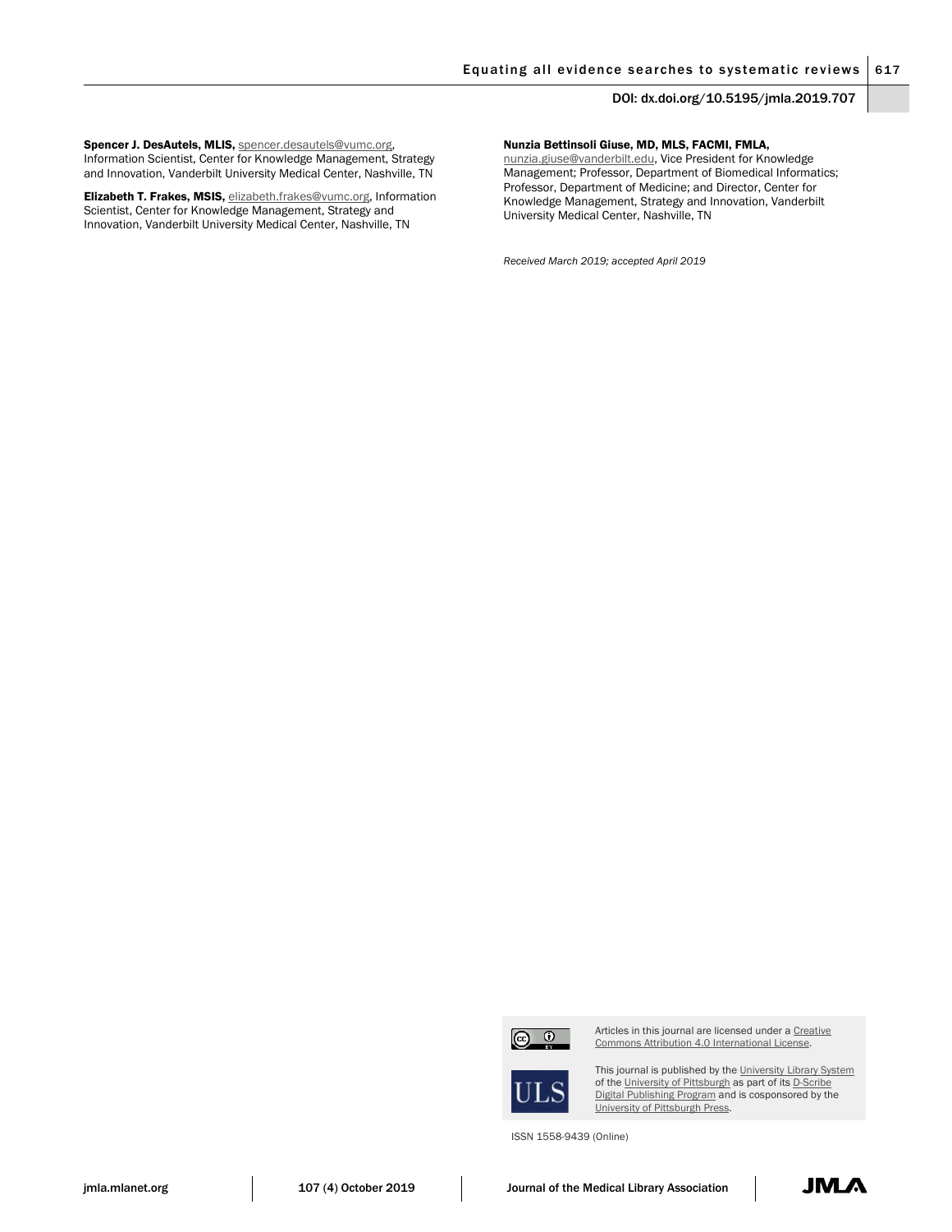DOI: dx.doi.org/10.5195/jmla.2019.707

**Spencer J. DesAutels, MLIS,** spencer.desautels@vumc.org, Information Scientist, Center for Knowledge Management, Strategy and Innovation, Vanderbilt University Medical Center, Nashville, TN

**Elizabeth T. Frakes, MSIS,** elizabeth.frakes@vumc.org, Information Scientist, Center for Knowledge Management, Strategy and Innovation, Vanderbilt University Medical Center, Nashville, TN

**Nunzia Bettinsoli Giuse, MD, MLS, FACMI, FMLA,** nunzia.giuse@vanderbilt.edu, Vice President for Knowledge Management; Professor, Department of Biomedical Informatics; Professor, Department of Medicine; and Director, Center for Knowledge Management, Strategy and Innovation, Vanderbilt University Medical Center, Nashville, TN

*Received March 2019; accepted April 2019*

Articles in this journal are licensed under a Creative Commons Attribution 4.0 International License.

This journal is published by the University Library System of the University of Pittsburgh as part of its D-Scribe Digital Publishing Program and is cosponsored by the University of Pittsburgh Press.

ISSN 1558-9439 (Online)